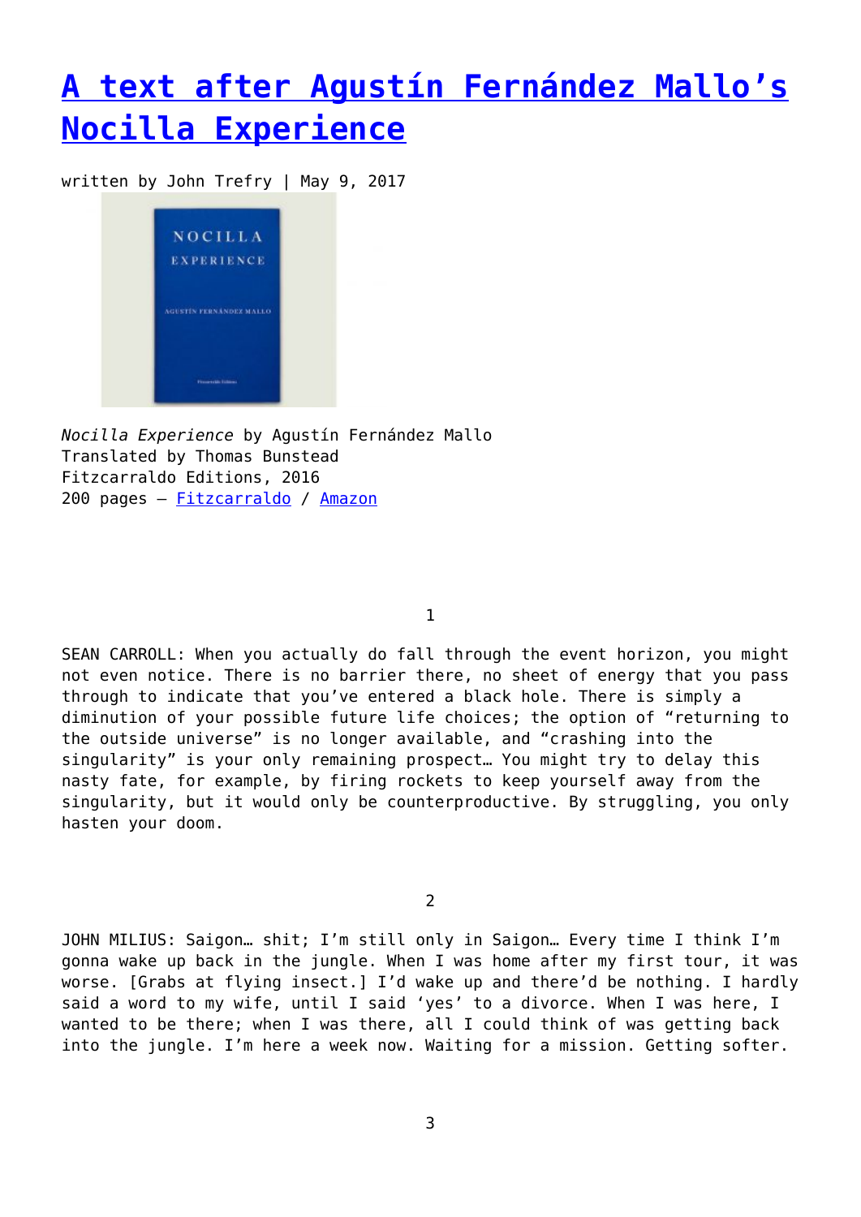# [A text after Agustín Fernández Mallo's Nocilla Experience]

written by John Trefry | May 9, 2017

*Nocilla Experience* by Agustín Fernández Mallo
Translated by Thomas Bunstead
Fitzcarraldo Editions, 2016
200 pages – [Fitzcarraldo] / [Amazon]

1

SEAN CARROLL: When you actually do fall through the event horizon, you might not even notice. There is no barrier there, no sheet of energy that you pass through to indicate that you've entered a black hole. There is simply a diminution of your possible future life choices; the option of "returning to the outside universe" is no longer available, and "crashing into the singularity" is your only remaining prospect… You might try to delay this nasty fate, for example, by firing rockets to keep yourself away from the singularity, but it would only be counterproductive. By struggling, you only hasten your doom.

2

JOHN MILIUS: Saigon… shit; I'm still only in Saigon… Every time I think I'm gonna wake up back in the jungle. When I was home after my first tour, it was worse. [Grabs at flying insect.] I'd wake up and there'd be nothing. I hardly said a word to my wife, until I said 'yes' to a divorce. When I was here, I wanted to be there; when I was there, all I could think of was getting back into the jungle. I'm here a week now. Waiting for a mission. Getting softer.

3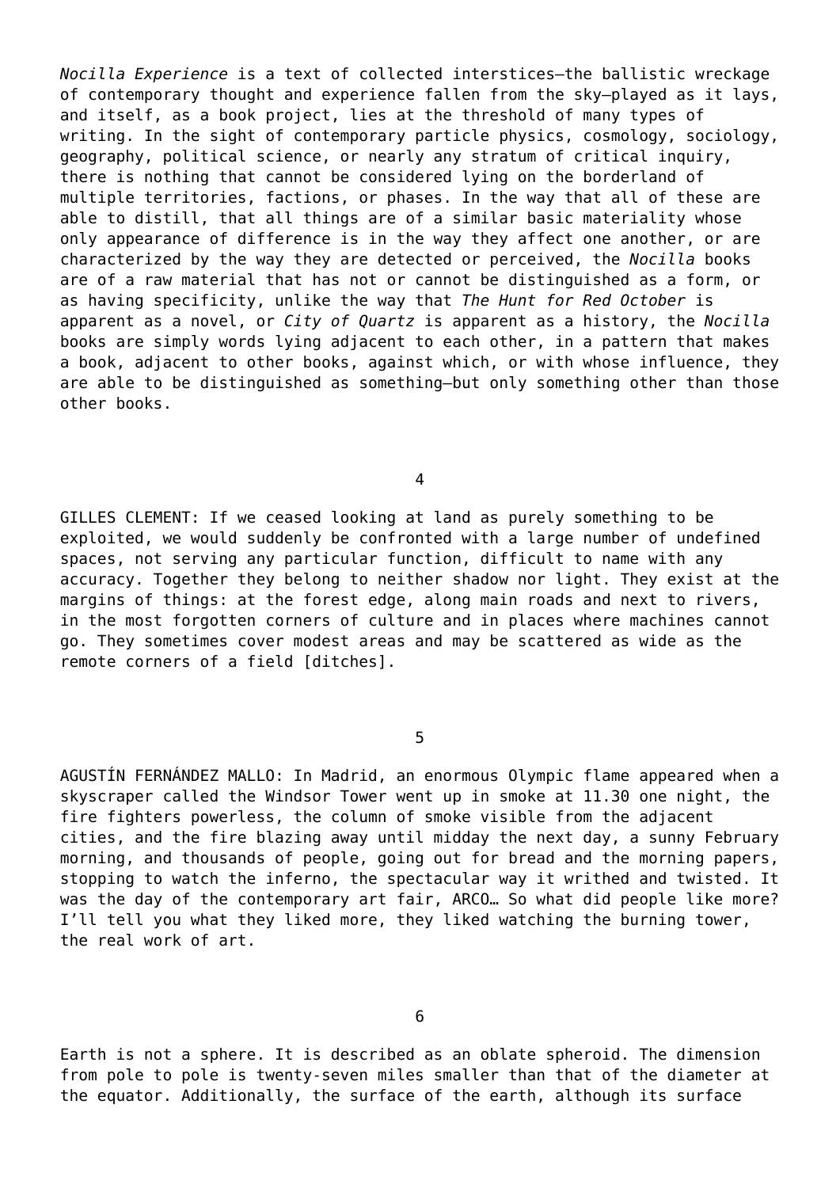*Nocilla Experience* is a text of collected interstices—the ballistic wreckage of contemporary thought and experience fallen from the sky—played as it lays, and itself, as a book project, lies at the threshold of many types of writing. In the sight of contemporary particle physics, cosmology, sociology, geography, political science, or nearly any stratum of critical inquiry, there is nothing that cannot be considered lying on the borderland of multiple territories, factions, or phases. In the way that all of these are able to distill, that all things are of a similar basic materiality whose only appearance of difference is in the way they affect one another, or are characterized by the way they are detected or perceived, the *Nocilla* books are of a raw material that has not or cannot be distinguished as a form, or as having specificity, unlike the way that *The Hunt for Red October* is apparent as a novel, or *City of Quartz* is apparent as a history, the *Nocilla* books are simply words lying adjacent to each other, in a pattern that makes a book, adjacent to other books, against which, or with whose influence, they are able to be distinguished as something—but only something other than those other books.

4

GILLES CLEMENT: If we ceased looking at land as purely something to be exploited, we would suddenly be confronted with a large number of undefined spaces, not serving any particular function, difficult to name with any accuracy. Together they belong to neither shadow nor light. They exist at the margins of things: at the forest edge, along main roads and next to rivers, in the most forgotten corners of culture and in places where machines cannot go. They sometimes cover modest areas and may be scattered as wide as the remote corners of a field [ditches].

5

AGUSTÍN FERNÁNDEZ MALLO: In Madrid, an enormous Olympic flame appeared when a skyscraper called the Windsor Tower went up in smoke at 11.30 one night, the fire fighters powerless, the column of smoke visible from the adjacent cities, and the fire blazing away until midday the next day, a sunny February morning, and thousands of people, going out for bread and the morning papers, stopping to watch the inferno, the spectacular way it writhed and twisted. It was the day of the contemporary art fair, ARCO… So what did people like more? I'll tell you what they liked more, they liked watching the burning tower, the real work of art.

6

Earth is not a sphere. It is described as an oblate spheroid. The dimension from pole to pole is twenty-seven miles smaller than that of the diameter at the equator. Additionally, the surface of the earth, although its surface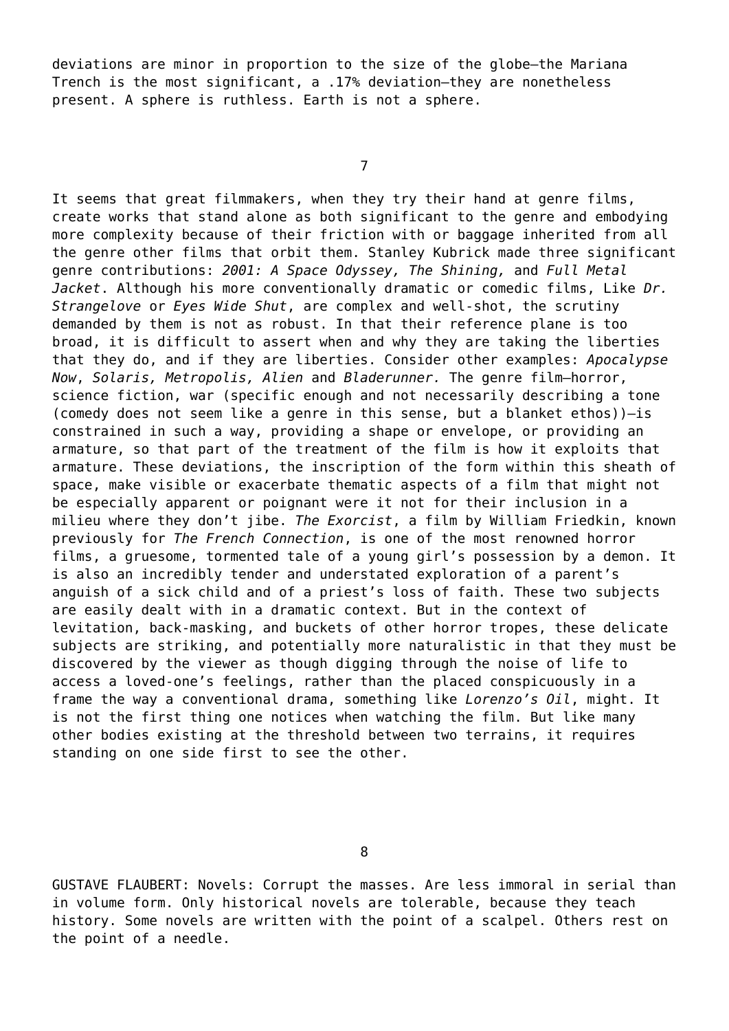deviations are minor in proportion to the size of the globe—the Mariana Trench is the most significant, a .17% deviation—they are nonetheless present. A sphere is ruthless. Earth is not a sphere.

## 7

It seems that great filmmakers, when they try their hand at genre films, create works that stand alone as both significant to the genre and embodying more complexity because of their friction with or baggage inherited from all the genre other films that orbit them. Stanley Kubrick made three significant genre contributions: *2001: A Space Odyssey, The Shining,* and *Full Metal Jacket*. Although his more conventionally dramatic or comedic films, Like *Dr. Strangelove* or *Eyes Wide Shut*, are complex and well-shot, the scrutiny demanded by them is not as robust. In that their reference plane is too broad, it is difficult to assert when and why they are taking the liberties that they do, and if they are liberties. Consider other examples: *Apocalypse Now*, *Solaris, Metropolis, Alien* and *Bladerunner.* The genre film—horror, science fiction, war (specific enough and not necessarily describing a tone (comedy does not seem like a genre in this sense, but a blanket ethos))—is constrained in such a way, providing a shape or envelope, or providing an armature, so that part of the treatment of the film is how it exploits that armature. These deviations, the inscription of the form within this sheath of space, make visible or exacerbate thematic aspects of a film that might not be especially apparent or poignant were it not for their inclusion in a milieu where they don't jibe. *The Exorcist*, a film by William Friedkin, known previously for *The French Connection*, is one of the most renowned horror films, a gruesome, tormented tale of a young girl's possession by a demon. It is also an incredibly tender and understated exploration of a parent's anguish of a sick child and of a priest's loss of faith. These two subjects are easily dealt with in a dramatic context. But in the context of levitation, back-masking, and buckets of other horror tropes, these delicate subjects are striking, and potentially more naturalistic in that they must be discovered by the viewer as though digging through the noise of life to access a loved-one's feelings, rather than the placed conspicuously in a frame the way a conventional drama, something like *Lorenzo's Oil*, might. It is not the first thing one notices when watching the film. But like many other bodies existing at the threshold between two terrains, it requires standing on one side first to see the other.

## 8

GUSTAVE FLAUBERT: Novels: Corrupt the masses. Are less immoral in serial than in volume form. Only historical novels are tolerable, because they teach history. Some novels are written with the point of a scalpel. Others rest on the point of a needle.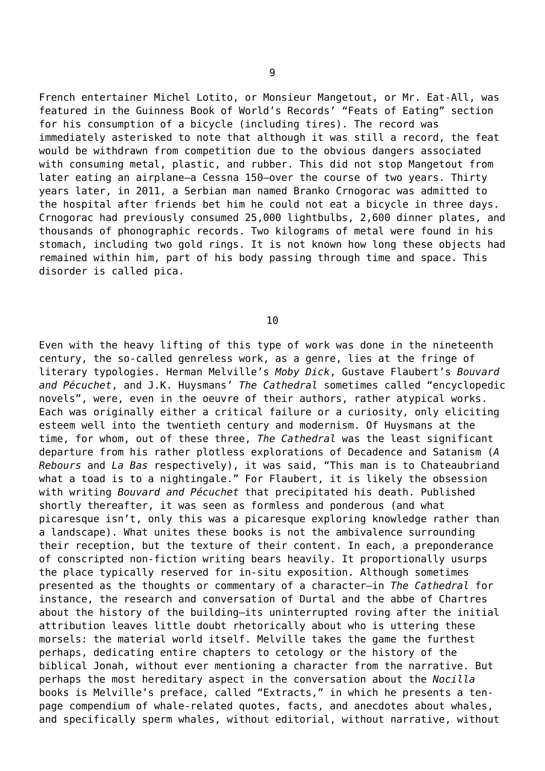9

French entertainer Michel Lotito, or Monsieur Mangetout, or Mr. Eat-All, was featured in the Guinness Book of World's Records' "Feats of Eating" section for his consumption of a bicycle (including tires). The record was immediately asterisked to note that although it was still a record, the feat would be withdrawn from competition due to the obvious dangers associated with consuming metal, plastic, and rubber. This did not stop Mangetout from later eating an airplane—a Cessna 150—over the course of two years. Thirty years later, in 2011, a Serbian man named Branko Crnogorac was admitted to the hospital after friends bet him he could not eat a bicycle in three days. Crnogorac had previously consumed 25,000 lightbulbs, 2,600 dinner plates, and thousands of phonographic records. Two kilograms of metal were found in his stomach, including two gold rings. It is not known how long these objects had remained within him, part of his body passing through time and space. This disorder is called pica.

10

Even with the heavy lifting of this type of work was done in the nineteenth century, the so-called genreless work, as a genre, lies at the fringe of literary typologies. Herman Melville's *Moby Dick*, Gustave Flaubert's *Bouvard and Pécuchet*, and J.K. Huysmans' *The Cathedral* sometimes called "encyclopedic novels", were, even in the oeuvre of their authors, rather atypical works. Each was originally either a critical failure or a curiosity, only eliciting esteem well into the twentieth century and modernism. Of Huysmans at the time, for whom, out of these three, *The Cathedral* was the least significant departure from his rather plotless explorations of Decadence and Satanism (*A Rebours* and *La Bas* respectively), it was said, "This man is to Chateaubriand what a toad is to a nightingale." For Flaubert, it is likely the obsession with writing *Bouvard and Pécuchet* that precipitated his death. Published shortly thereafter, it was seen as formless and ponderous (and what picaresque isn't, only this was a picaresque exploring knowledge rather than a landscape). What unites these books is not the ambivalence surrounding their reception, but the texture of their content. In each, a preponderance of conscripted non-fiction writing bears heavily. It proportionally usurps the place typically reserved for in-situ exposition. Although sometimes presented as the thoughts or commentary of a character—in *The Cathedral* for instance, the research and conversation of Durtal and the abbe of Chartres about the history of the building—its uninterrupted roving after the initial attribution leaves little doubt rhetorically about who is uttering these morsels: the material world itself. Melville takes the game the furthest perhaps, dedicating entire chapters to cetology or the history of the biblical Jonah, without ever mentioning a character from the narrative. But perhaps the most hereditary aspect in the conversation about the *Nocilla* books is Melville's preface, called "Extracts," in which he presents a ten-page compendium of whale-related quotes, facts, and anecdotes about whales, and specifically sperm whales, without editorial, without narrative, without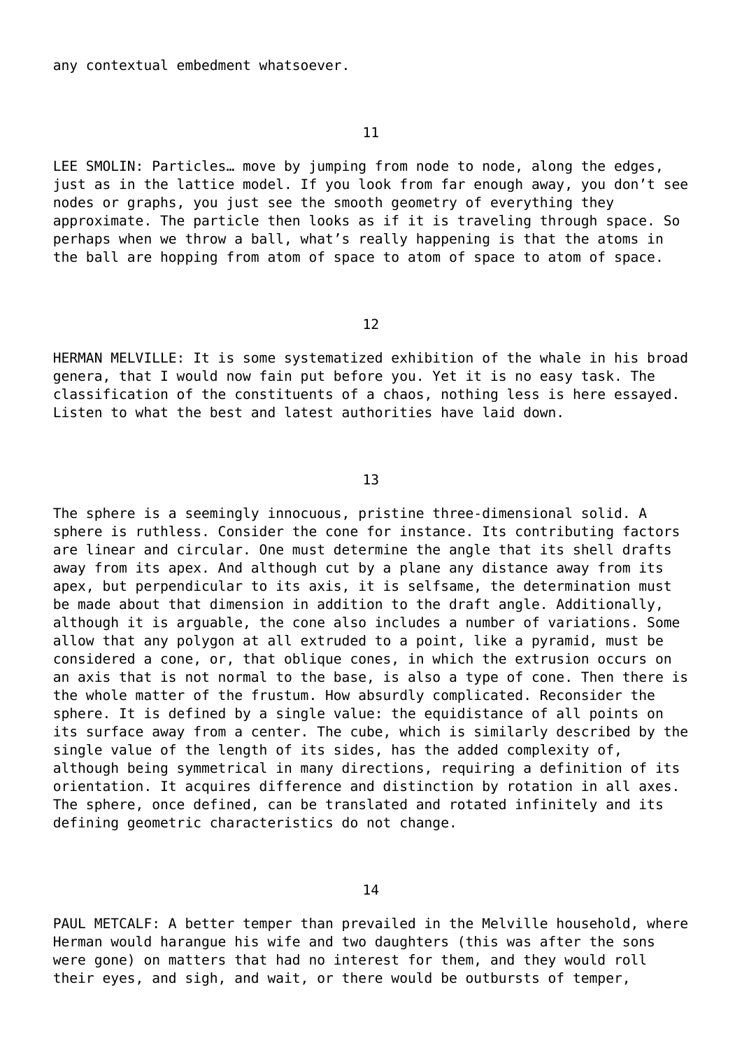any contextual embedment whatsoever.

11

LEE SMOLIN: Particles… move by jumping from node to node, along the edges, just as in the lattice model. If you look from far enough away, you don't see nodes or graphs, you just see the smooth geometry of everything they approximate. The particle then looks as if it is traveling through space. So perhaps when we throw a ball, what's really happening is that the atoms in the ball are hopping from atom of space to atom of space to atom of space.

12

HERMAN MELVILLE: It is some systematized exhibition of the whale in his broad genera, that I would now fain put before you. Yet it is no easy task. The classification of the constituents of a chaos, nothing less is here essayed. Listen to what the best and latest authorities have laid down.

13

The sphere is a seemingly innocuous, pristine three-dimensional solid. A sphere is ruthless. Consider the cone for instance. Its contributing factors are linear and circular. One must determine the angle that its shell drafts away from its apex. And although cut by a plane any distance away from its apex, but perpendicular to its axis, it is selfsame, the determination must be made about that dimension in addition to the draft angle. Additionally, although it is arguable, the cone also includes a number of variations. Some allow that any polygon at all extruded to a point, like a pyramid, must be considered a cone, or, that oblique cones, in which the extrusion occurs on an axis that is not normal to the base, is also a type of cone. Then there is the whole matter of the frustum. How absurdly complicated. Reconsider the sphere. It is defined by a single value: the equidistance of all points on its surface away from a center. The cube, which is similarly described by the single value of the length of its sides, has the added complexity of, although being symmetrical in many directions, requiring a definition of its orientation. It acquires difference and distinction by rotation in all axes. The sphere, once defined, can be translated and rotated infinitely and its defining geometric characteristics do not change.

14

PAUL METCALF: A better temper than prevailed in the Melville household, where Herman would harangue his wife and two daughters (this was after the sons were gone) on matters that had no interest for them, and they would roll their eyes, and sigh, and wait, or there would be outbursts of temper,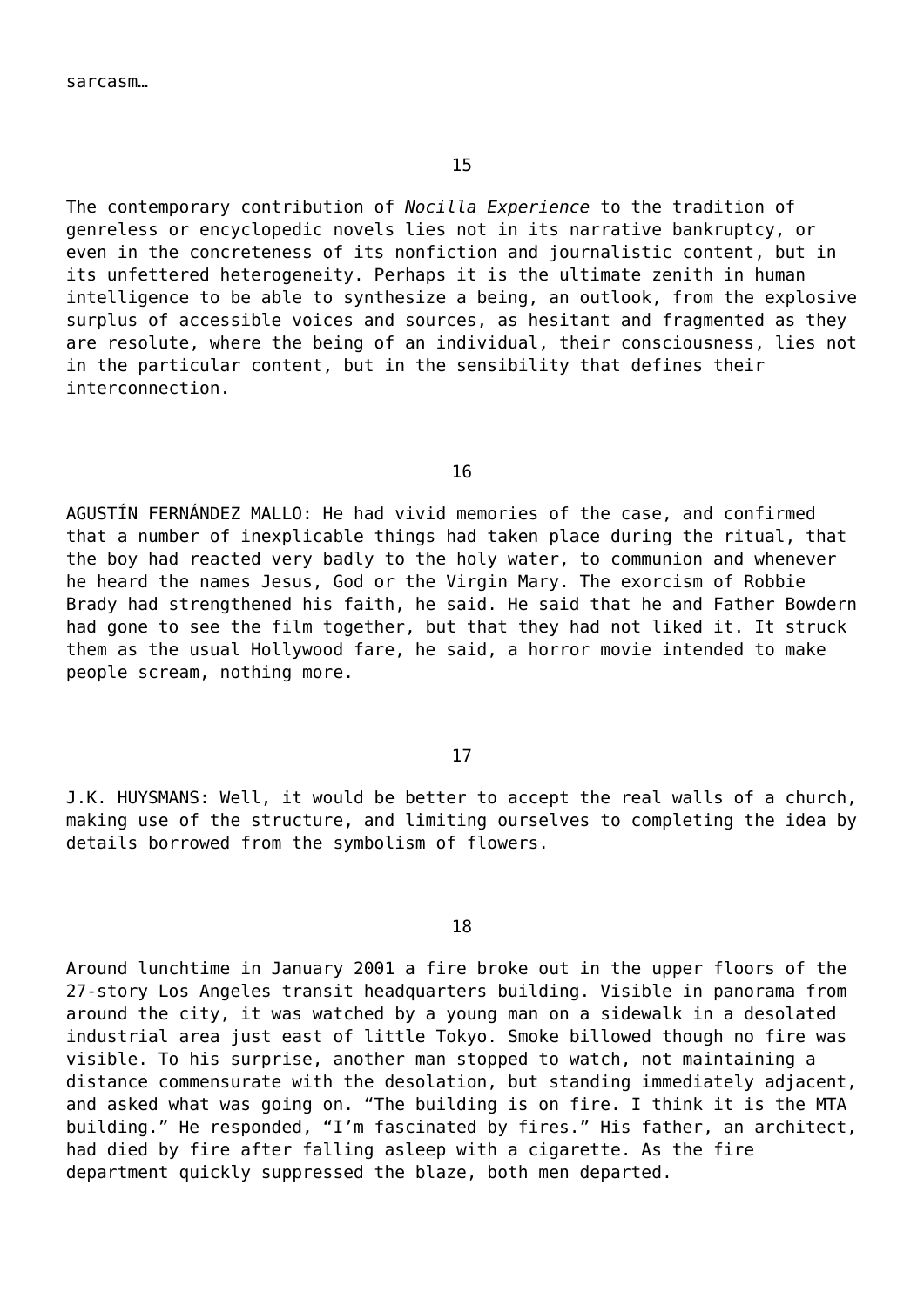sarcasm…

15

The contemporary contribution of *Nocilla Experience* to the tradition of genreless or encyclopedic novels lies not in its narrative bankruptcy, or even in the concreteness of its nonfiction and journalistic content, but in its unfettered heterogeneity. Perhaps it is the ultimate zenith in human intelligence to be able to synthesize a being, an outlook, from the explosive surplus of accessible voices and sources, as hesitant and fragmented as they are resolute, where the being of an individual, their consciousness, lies not in the particular content, but in the sensibility that defines their interconnection.

16

AGUSTÍN FERNÁNDEZ MALLO: He had vivid memories of the case, and confirmed that a number of inexplicable things had taken place during the ritual, that the boy had reacted very badly to the holy water, to communion and whenever he heard the names Jesus, God or the Virgin Mary. The exorcism of Robbie Brady had strengthened his faith, he said. He said that he and Father Bowdern had gone to see the film together, but that they had not liked it. It struck them as the usual Hollywood fare, he said, a horror movie intended to make people scream, nothing more.

17

J.K. HUYSMANS: Well, it would be better to accept the real walls of a church, making use of the structure, and limiting ourselves to completing the idea by details borrowed from the symbolism of flowers.

18

Around lunchtime in January 2001 a fire broke out in the upper floors of the 27-story Los Angeles transit headquarters building. Visible in panorama from around the city, it was watched by a young man on a sidewalk in a desolated industrial area just east of little Tokyo. Smoke billowed though no fire was visible. To his surprise, another man stopped to watch, not maintaining a distance commensurate with the desolation, but standing immediately adjacent, and asked what was going on. “The building is on fire. I think it is the MTA building.” He responded, “I’m fascinated by fires.” His father, an architect, had died by fire after falling asleep with a cigarette. As the fire department quickly suppressed the blaze, both men departed.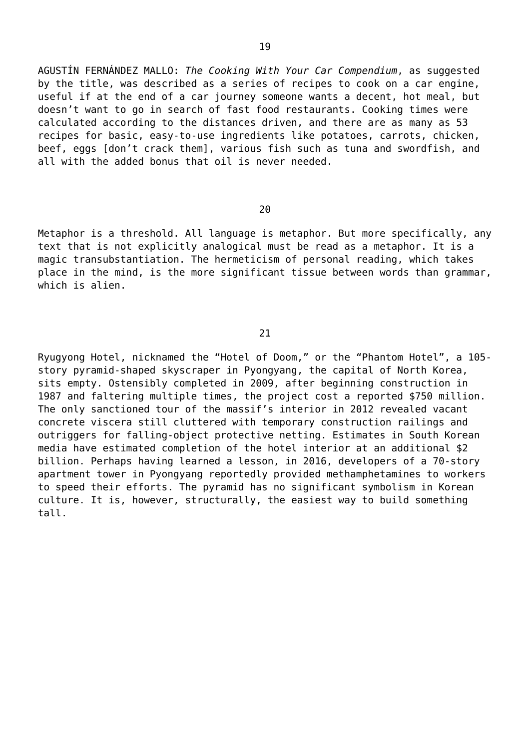19

AGUSTÍN FERNÁNDEZ MALLO: *The Cooking With Your Car Compendium*, as suggested by the title, was described as a series of recipes to cook on a car engine, useful if at the end of a car journey someone wants a decent, hot meal, but doesn't want to go in search of fast food restaurants. Cooking times were calculated according to the distances driven, and there are as many as 53 recipes for basic, easy-to-use ingredients like potatoes, carrots, chicken, beef, eggs [don't crack them], various fish such as tuna and swordfish, and all with the added bonus that oil is never needed.

20

Metaphor is a threshold. All language is metaphor. But more specifically, any text that is not explicitly analogical must be read as a metaphor. It is a magic transubstantiation. The hermeticism of personal reading, which takes place in the mind, is the more significant tissue between words than grammar, which is alien.

21

Ryugyong Hotel, nicknamed the "Hotel of Doom," or the "Phantom Hotel", a 105-story pyramid-shaped skyscraper in Pyongyang, the capital of North Korea, sits empty. Ostensibly completed in 2009, after beginning construction in 1987 and faltering multiple times, the project cost a reported $750 million. The only sanctioned tour of the massif's interior in 2012 revealed vacant concrete viscera still cluttered with temporary construction railings and outriggers for falling-object protective netting. Estimates in South Korean media have estimated completion of the hotel interior at an additional $2 billion. Perhaps having learned a lesson, in 2016, developers of a 70-story apartment tower in Pyongyang reportedly provided methamphetamines to workers to speed their efforts. The pyramid has no significant symbolism in Korean culture. It is, however, structurally, the easiest way to build something tall.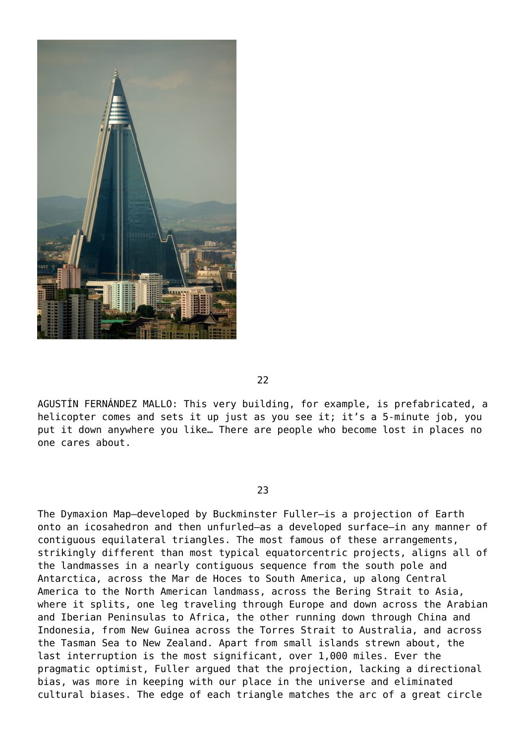22

AGUSTÍN FERNÁNDEZ MALLO: This very building, for example, is prefabricated, a helicopter comes and sets it up just as you see it; it's a 5-minute job, you put it down anywhere you like… There are people who become lost in places no one cares about.

23

The Dymaxion Map—developed by Buckminster Fuller—is a projection of Earth onto an icosahedron and then unfurled—as a developed surface—in any manner of contiguous equilateral triangles. The most famous of these arrangements, strikingly different than most typical equatorcentric projects, aligns all of the landmasses in a nearly contiguous sequence from the south pole and Antarctica, across the Mar de Hoces to South America, up along Central America to the North American landmass, across the Bering Strait to Asia, where it splits, one leg traveling through Europe and down across the Arabian and Iberian Peninsulas to Africa, the other running down through China and Indonesia, from New Guinea across the Torres Strait to Australia, and across the Tasman Sea to New Zealand. Apart from small islands strewn about, the last interruption is the most significant, over 1,000 miles. Ever the pragmatic optimist, Fuller argued that the projection, lacking a directional bias, was more in keeping with our place in the universe and eliminated cultural biases. The edge of each triangle matches the arc of a great circle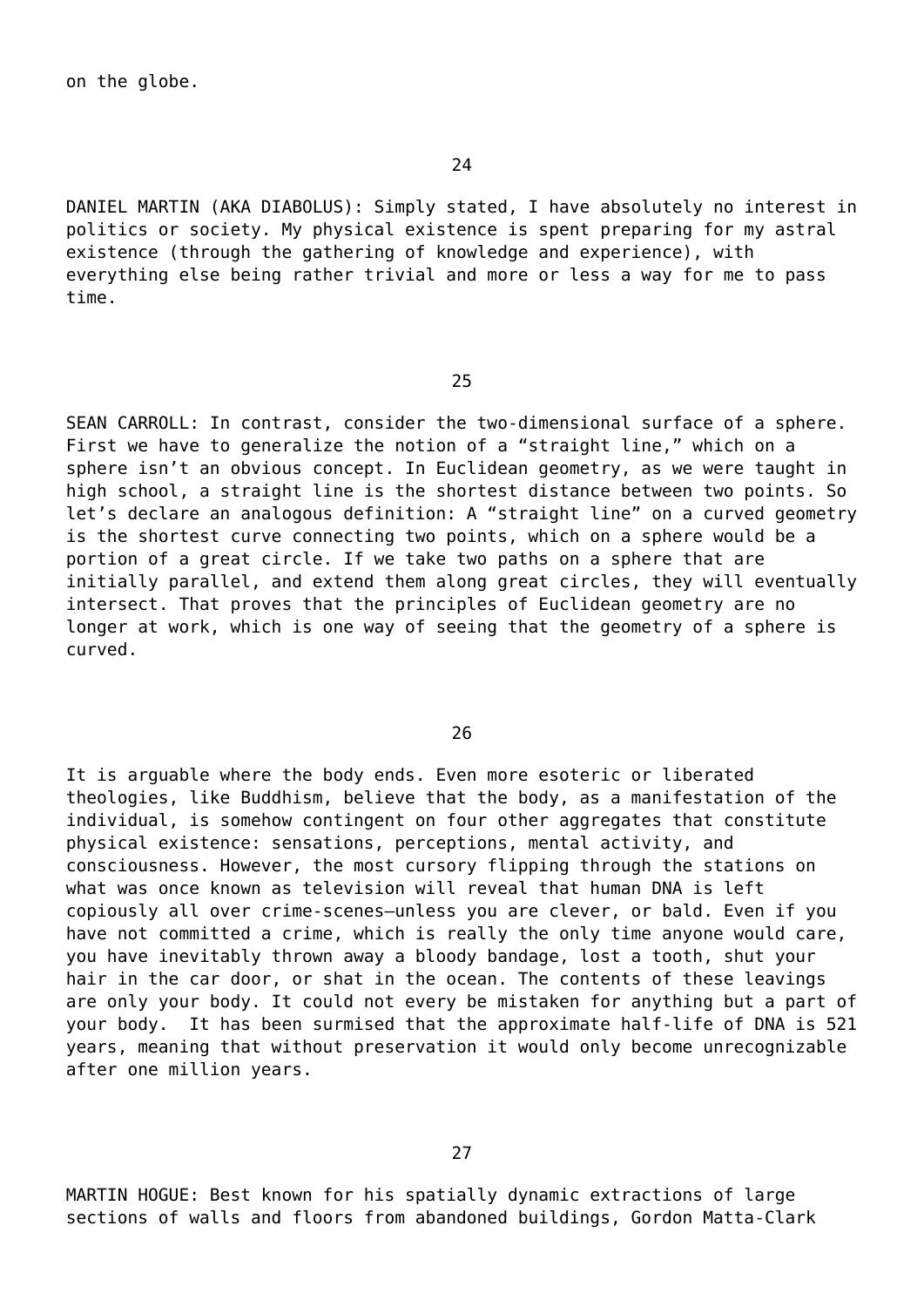on the globe.

24

DANIEL MARTIN (AKA DIABOLUS): Simply stated, I have absolutely no interest in politics or society. My physical existence is spent preparing for my astral existence (through the gathering of knowledge and experience), with everything else being rather trivial and more or less a way for me to pass time.

25

SEAN CARROLL: In contrast, consider the two-dimensional surface of a sphere. First we have to generalize the notion of a "straight line," which on a sphere isn't an obvious concept. In Euclidean geometry, as we were taught in high school, a straight line is the shortest distance between two points. So let's declare an analogous definition: A "straight line" on a curved geometry is the shortest curve connecting two points, which on a sphere would be a portion of a great circle. If we take two paths on a sphere that are initially parallel, and extend them along great circles, they will eventually intersect. That proves that the principles of Euclidean geometry are no longer at work, which is one way of seeing that the geometry of a sphere is curved.

26

It is arguable where the body ends. Even more esoteric or liberated theologies, like Buddhism, believe that the body, as a manifestation of the individual, is somehow contingent on four other aggregates that constitute physical existence: sensations, perceptions, mental activity, and consciousness. However, the most cursory flipping through the stations on what was once known as television will reveal that human DNA is left copiously all over crime-scenes—unless you are clever, or bald. Even if you have not committed a crime, which is really the only time anyone would care, you have inevitably thrown away a bloody bandage, lost a tooth, shut your hair in the car door, or shat in the ocean. The contents of these leavings are only your body. It could not every be mistaken for anything but a part of your body.  It has been surmised that the approximate half-life of DNA is 521 years, meaning that without preservation it would only become unrecognizable after one million years.

27

MARTIN HOGUE: Best known for his spatially dynamic extractions of large sections of walls and floors from abandoned buildings, Gordon Matta-Clark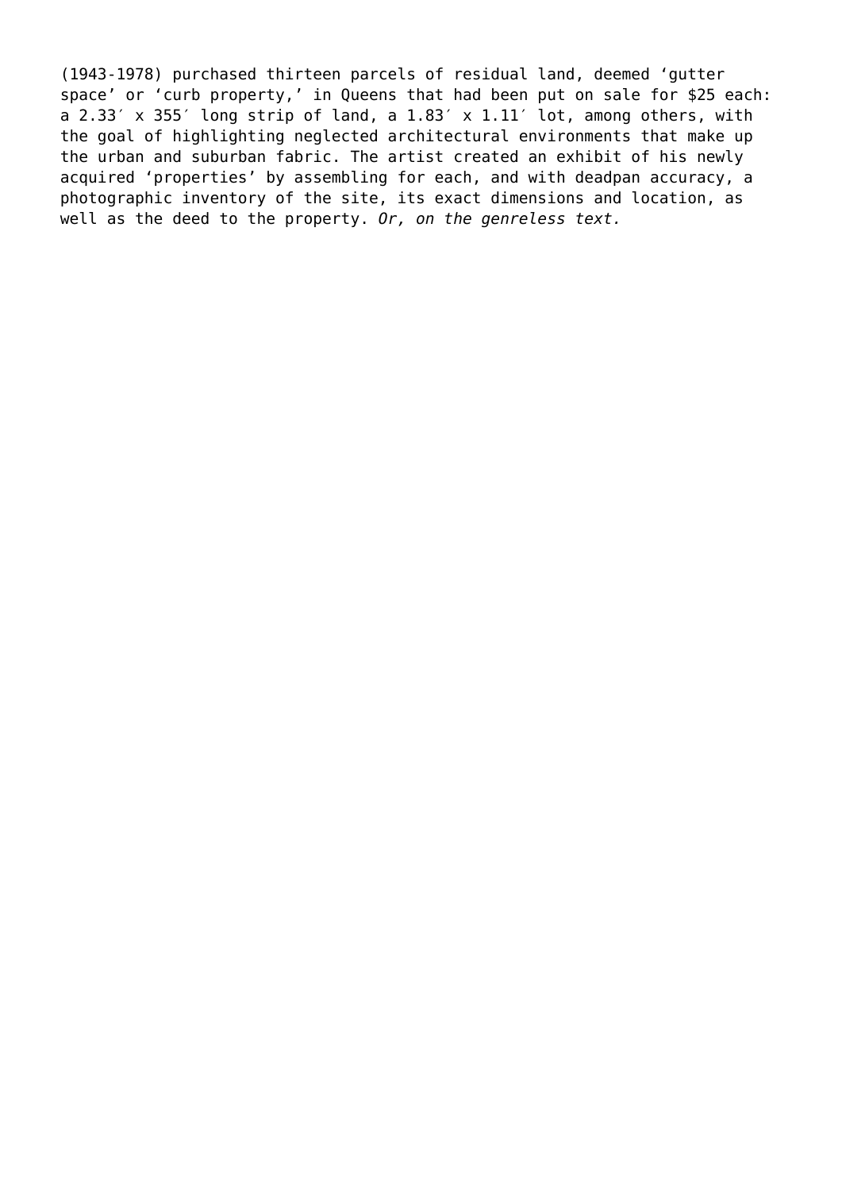(1943-1978) purchased thirteen parcels of residual land, deemed ‘gutter space’ or ‘curb property,’ in Queens that had been put on sale for $25 each: a 2.33′ x 355′ long strip of land, a 1.83′ x 1.11′ lot, among others, with the goal of highlighting neglected architectural environments that make up the urban and suburban fabric. The artist created an exhibit of his newly acquired ‘properties’ by assembling for each, and with deadpan accuracy, a photographic inventory of the site, its exact dimensions and location, as well as the deed to the property. *Or, on the genreless text.*